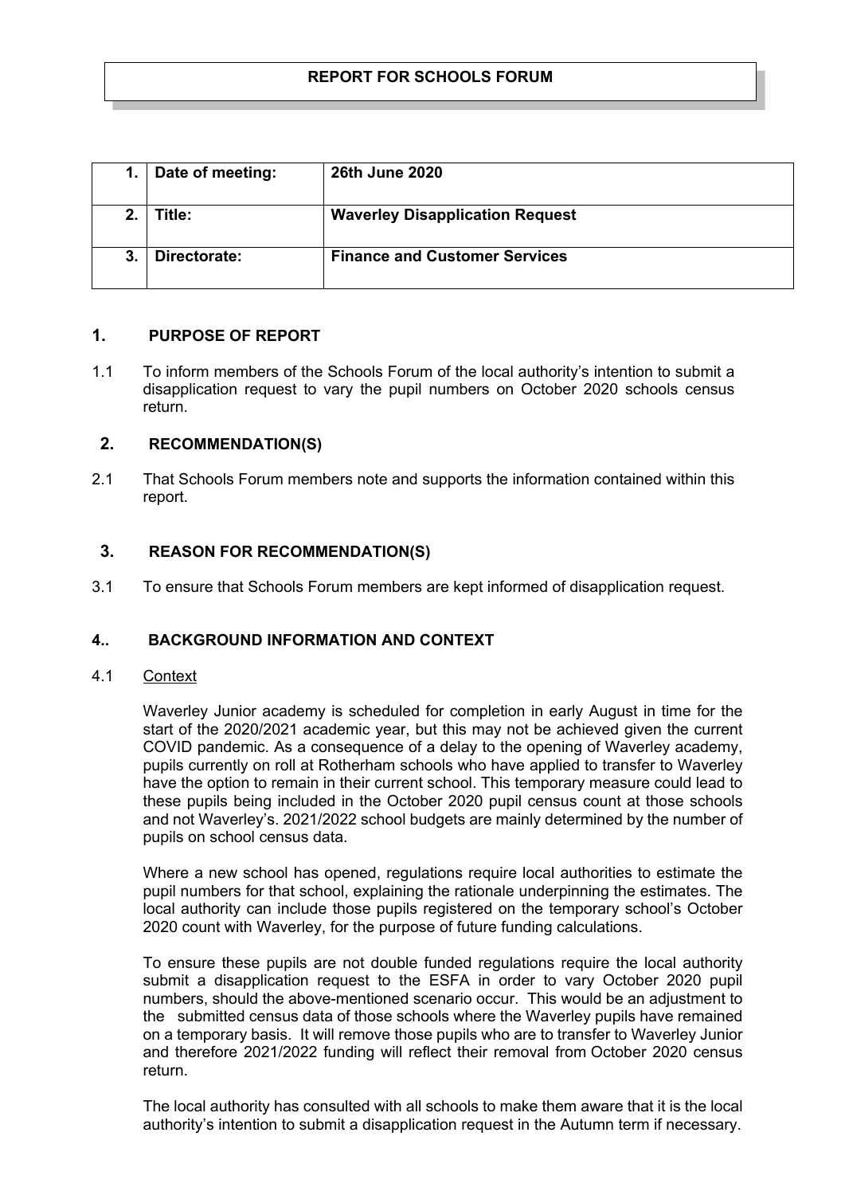# REPORT FOR SCHOOLS FORUM

| | | |
|---|---|---|
| **1.** | **Date of meeting:** | **26th June 2020** |
| **2.** | **Title:** | **Waverley Disapplication Request** |
| **3.** | **Directorate:** | **Finance and Customer Services** |

## 1. PURPOSE OF REPORT

1.1 To inform members of the Schools Forum of the local authority's intention to submit a disapplication request to vary the pupil numbers on October 2020 schools census return.

## 2. RECOMMENDATION(S)

2.1 That Schools Forum members note and supports the information contained within this report.

## 3. REASON FOR RECOMMENDATION(S)

3.1 To ensure that Schools Forum members are kept informed of disapplication request.

## 4.. BACKGROUND INFORMATION AND CONTEXT

4.1 Context

Waverley Junior academy is scheduled for completion in early August in time for the start of the 2020/2021 academic year, but this may not be achieved given the current COVID pandemic. As a consequence of a delay to the opening of Waverley academy, pupils currently on roll at Rotherham schools who have applied to transfer to Waverley have the option to remain in their current school. This temporary measure could lead to these pupils being included in the October 2020 pupil census count at those schools and not Waverley's. 2021/2022 school budgets are mainly determined by the number of pupils on school census data.

Where a new school has opened, regulations require local authorities to estimate the pupil numbers for that school, explaining the rationale underpinning the estimates. The local authority can include those pupils registered on the temporary school's October 2020 count with Waverley, for the purpose of future funding calculations.

To ensure these pupils are not double funded regulations require the local authority submit a disapplication request to the ESFA in order to vary October 2020 pupil numbers, should the above-mentioned scenario occur. This would be an adjustment to the submitted census data of those schools where the Waverley pupils have remained on a temporary basis. It will remove those pupils who are to transfer to Waverley Junior and therefore 2021/2022 funding will reflect their removal from October 2020 census return.

The local authority has consulted with all schools to make them aware that it is the local authority's intention to submit a disapplication request in the Autumn term if necessary.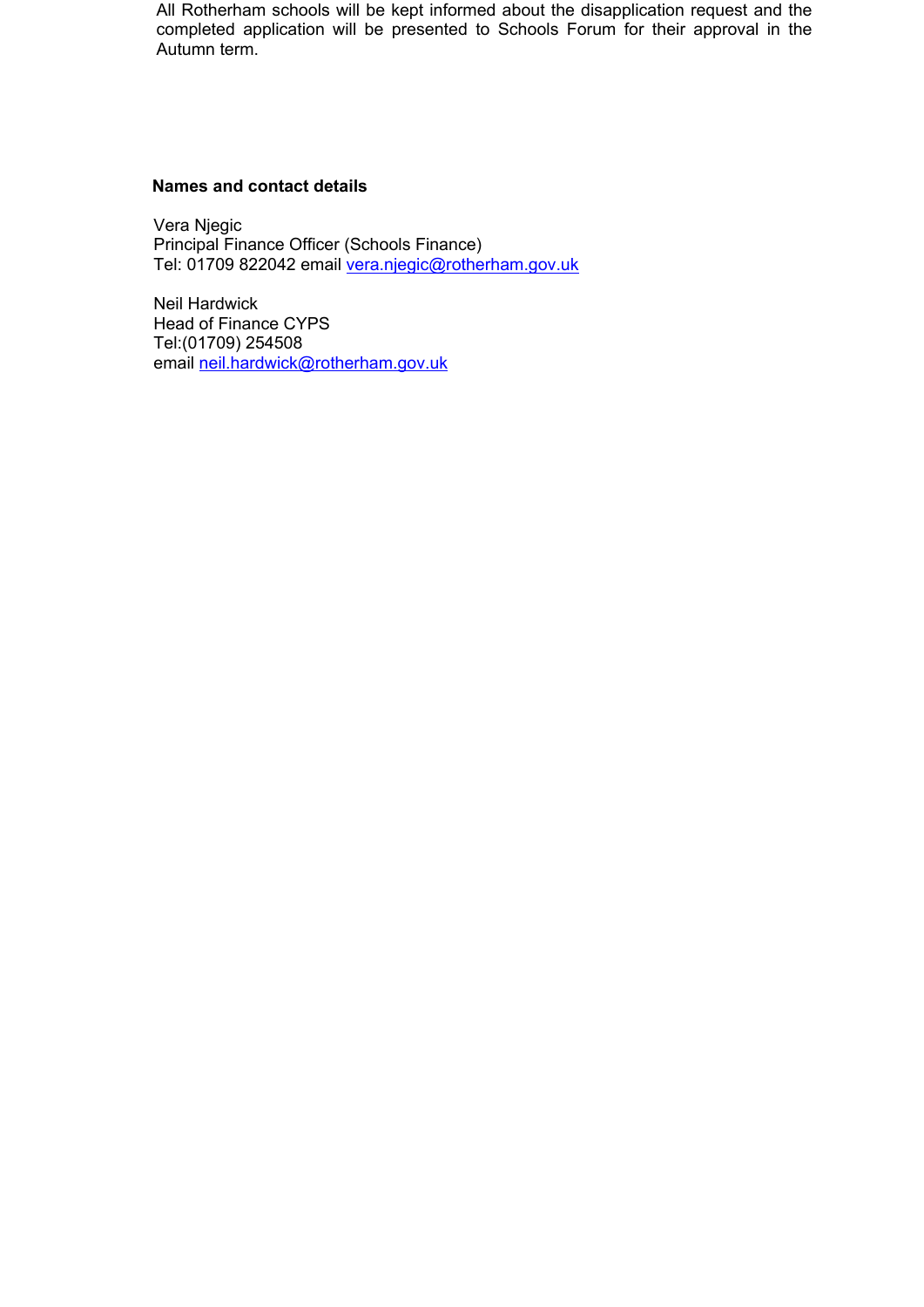All Rotherham schools will be kept informed about the disapplication request and the completed application will be presented to Schools Forum for their approval in the Autumn term.

**Names and contact details**

Vera Njegic
Principal Finance Officer (Schools Finance)
Tel: 01709 822042 email vera.njegic@rotherham.gov.uk

Neil Hardwick
Head of Finance CYPS
Tel:(01709) 254508
email neil.hardwick@rotherham.gov.uk